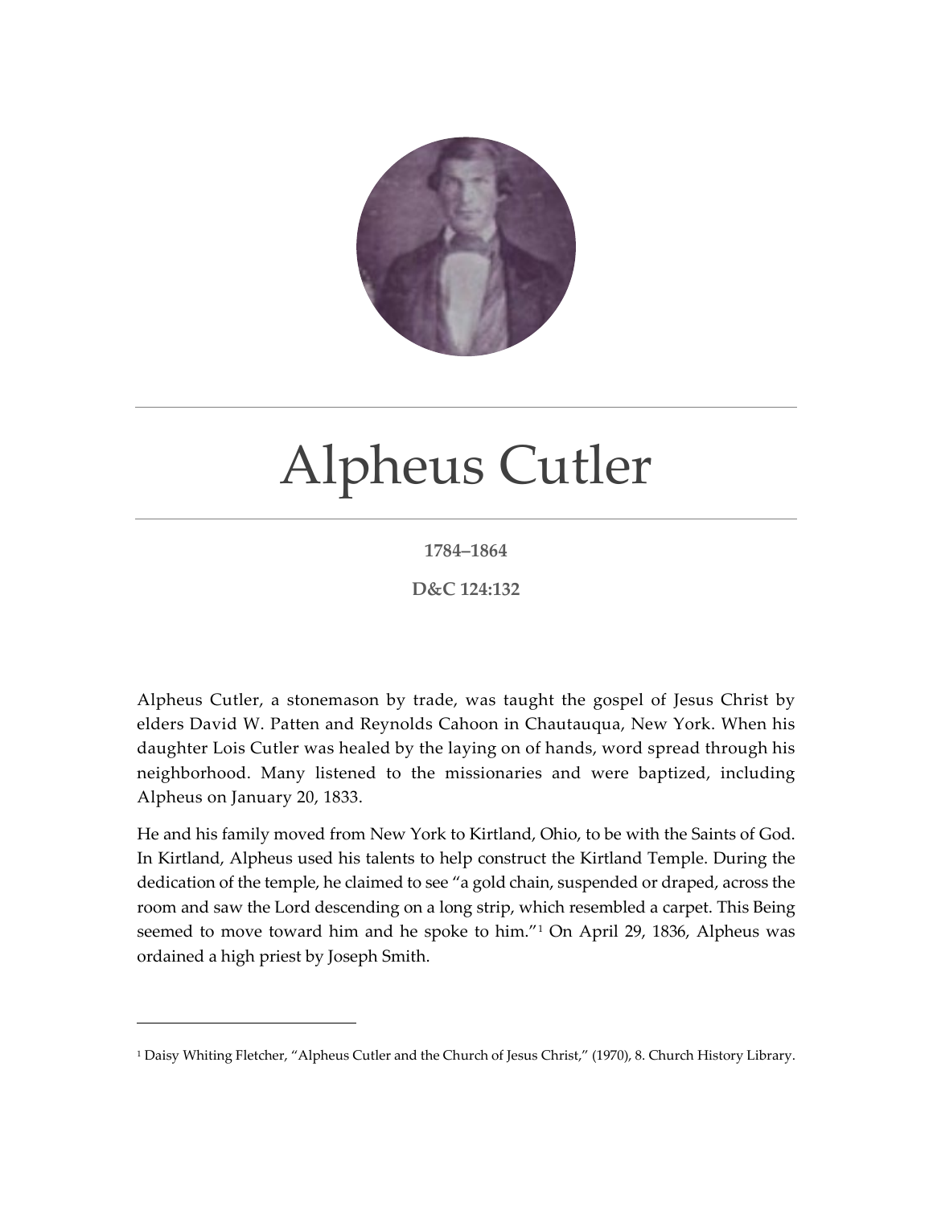# Alpheus Cutler

**1784–1864**

**D&C 124:132**

Alpheus Cutler, a stonemason by trade, was taught the gospel of Jesus Christ by elders David W. Patten and Reynolds Cahoon in Chautauqua, New York. When his daughter Lois Cutler was healed by the laying on of hands, word spread through his neighborhood. Many listened to the missionaries and were baptized, including Alpheus on January 20, 1833.

He and his family moved from New York to Kirtland, Ohio, to be with the Saints of God. In Kirtland, Alpheus used his talents to help construct the Kirtland Temple. During the dedication of the temple, he claimed to see "a gold chain, suspended or draped, across the room and saw the Lord descending on a long strip, which resembled a carpet. This Being seemed to move toward him and he spoke to him."[1] On April 29, 1836, Alpheus was ordained a high priest by Joseph Smith.

---

[1] Daisy Whiting Fletcher, "Alpheus Cutler and the Church of Jesus Christ," (1970), 8. Church History Library.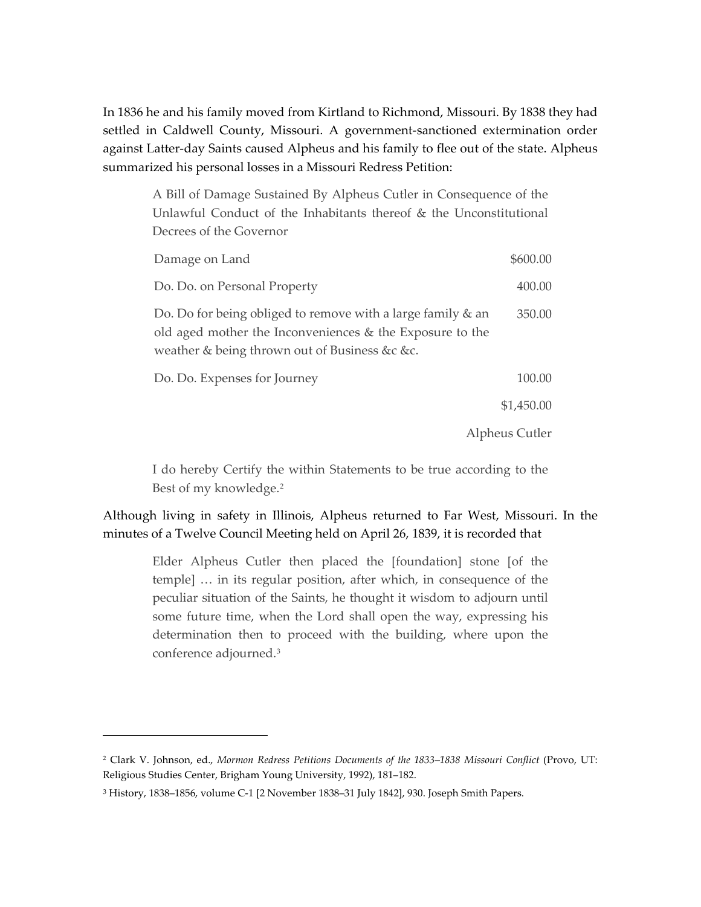In 1836 he and his family moved from Kirtland to Richmond, Missouri. By 1838 they had settled in Caldwell County, Missouri. A government-sanctioned extermination order against Latter-day Saints caused Alpheus and his family to flee out of the state. Alpheus summarized his personal losses in a Missouri Redress Petition:

> A Bill of Damage Sustained By Alpheus Cutler in Consequence of the Unlawful Conduct of the Inhabitants thereof & the Unconstitutional Decrees of the Governor
>
> | | |
> |---|---|
> | Damage on Land | $600.00 |
> | Do. Do. on Personal Property | 400.00 |
> | Do. Do for being obliged to remove with a large family & an old aged mother the Inconveniences & the Exposure to the weather & being thrown out of Business &c &c. | 350.00 |
> | Do. Do. Expenses for Journey | 100.00 |
> | | $1,450.00 |
>
> Alpheus Cutler
>
> I do hereby Certify the within Statements to be true according to the Best of my knowledge.[2]

Although living in safety in Illinois, Alpheus returned to Far West, Missouri. In the minutes of a Twelve Council Meeting held on April 26, 1839, it is recorded that

> Elder Alpheus Cutler then placed the [foundation] stone [of the temple] … in its regular position, after which, in consequence of the peculiar situation of the Saints, he thought it wisdom to adjourn until some future time, when the Lord shall open the way, expressing his determination then to proceed with the building, where upon the conference adjourned.[3]

---

[2] Clark V. Johnson, ed., *Mormon Redress Petitions Documents of the 1833–1838 Missouri Conflict* (Provo, UT: Religious Studies Center, Brigham Young University, 1992), 181–182.

[3] History, 1838–1856, volume C-1 [2 November 1838–31 July 1842], 930. Joseph Smith Papers.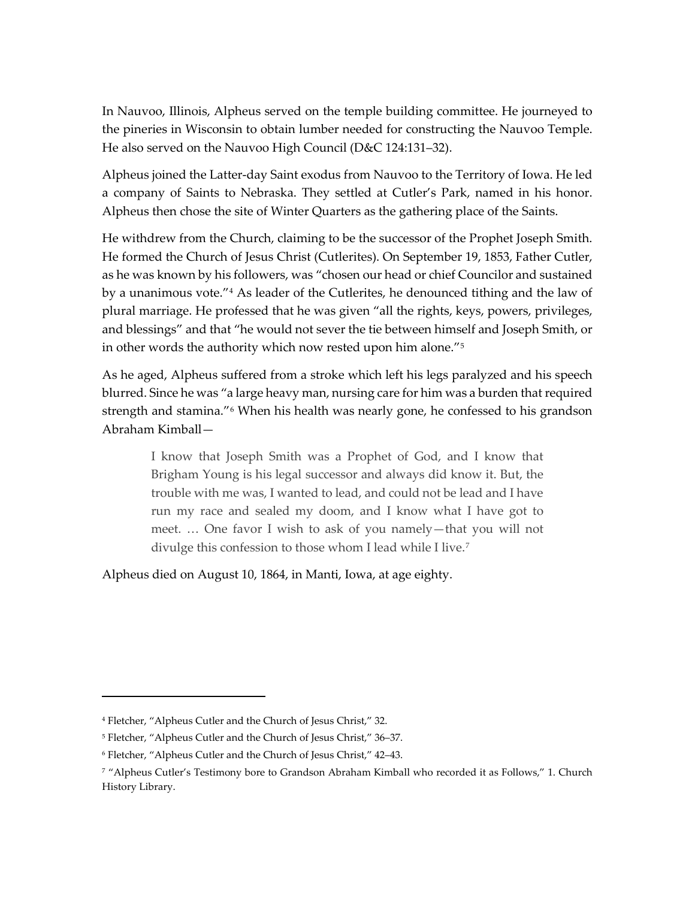In Nauvoo, Illinois, Alpheus served on the temple building committee. He journeyed to the pineries in Wisconsin to obtain lumber needed for constructing the Nauvoo Temple. He also served on the Nauvoo High Council (D&C 124:131–32).

Alpheus joined the Latter-day Saint exodus from Nauvoo to the Territory of Iowa. He led a company of Saints to Nebraska. They settled at Cutler's Park, named in his honor. Alpheus then chose the site of Winter Quarters as the gathering place of the Saints.

He withdrew from the Church, claiming to be the successor of the Prophet Joseph Smith. He formed the Church of Jesus Christ (Cutlerites). On September 19, 1853, Father Cutler, as he was known by his followers, was "chosen our head or chief Councilor and sustained by a unanimous vote."[4] As leader of the Cutlerites, he denounced tithing and the law of plural marriage. He professed that he was given "all the rights, keys, powers, privileges, and blessings" and that "he would not sever the tie between himself and Joseph Smith, or in other words the authority which now rested upon him alone."[5]

As he aged, Alpheus suffered from a stroke which left his legs paralyzed and his speech blurred. Since he was "a large heavy man, nursing care for him was a burden that required strength and stamina."[6] When his health was nearly gone, he confessed to his grandson Abraham Kimball—

> I know that Joseph Smith was a Prophet of God, and I know that Brigham Young is his legal successor and always did know it. But, the trouble with me was, I wanted to lead, and could not be lead and I have run my race and sealed my doom, and I know what I have got to meet. … One favor I wish to ask of you namely—that you will not divulge this confession to those whom I lead while I live.[7]

Alpheus died on August 10, 1864, in Manti, Iowa, at age eighty.

---

[4] Fletcher, "Alpheus Cutler and the Church of Jesus Christ," 32.

[5] Fletcher, "Alpheus Cutler and the Church of Jesus Christ," 36–37.

[6] Fletcher, "Alpheus Cutler and the Church of Jesus Christ," 42–43.

[7] "Alpheus Cutler's Testimony bore to Grandson Abraham Kimball who recorded it as Follows," 1. Church History Library.